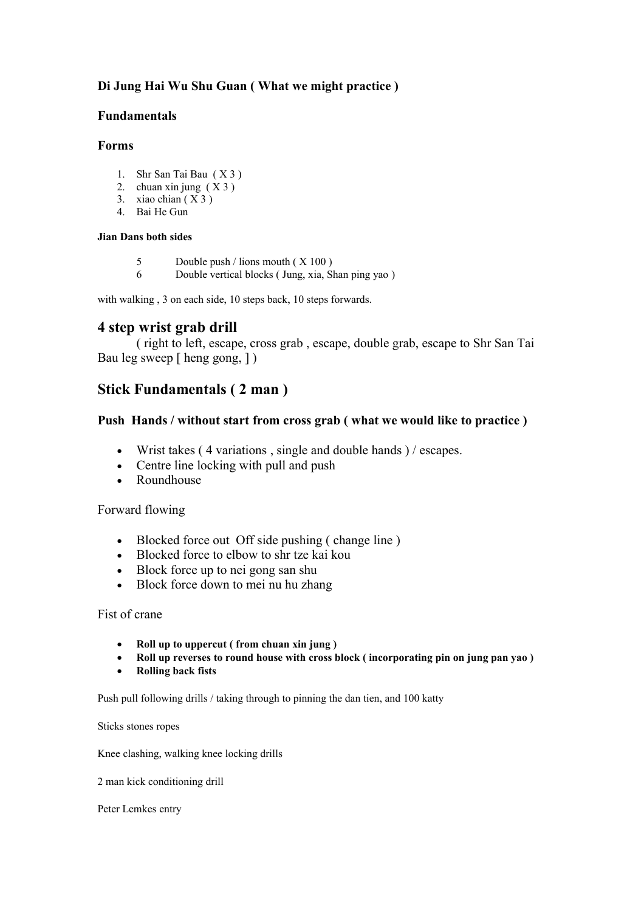**Di Jung Hai Wu Shu Guan ( What we might practice )**

**Fundamentals**

**Forms**

1. Shr San Tai Bau ( X 3 )
2. chuan xin jung ( X 3 )
3. xiao chian ( X 3 )
4. Bai He Gun

**Jian Dans both sides**

5 Double push / lions mouth ( X 100 )
6 Double vertical blocks ( Jung, xia, Shan ping yao )

with walking , 3 on each side, 10 steps back, 10 steps forwards.

## 4 step wrist grab drill

( right to left, escape, cross grab , escape, double grab, escape to Shr San Tai Bau leg sweep [ heng gong, ] )

## Stick Fundamentals ( 2 man )

### Push Hands / without start from cross grab ( what we would like to practice )

- Wrist takes ( 4 variations , single and double hands ) / escapes.
- Centre line locking with pull and push
- Roundhouse

Forward flowing

- Blocked force out Off side pushing ( change line )
- Blocked force to elbow to shr tze kai kou
- Block force up to nei gong san shu
- Block force down to mei nu hu zhang

Fist of crane

- **Roll up to uppercut ( from chuan xin jung )**
- **Roll up reverses to round house with cross block ( incorporating pin on jung pan yao )**
- **Rolling back fists**

Push pull following drills / taking through to pinning the dan tien, and 100 katty

Sticks stones ropes

Knee clashing, walking knee locking drills

2 man kick conditioning drill

Peter Lemkes entry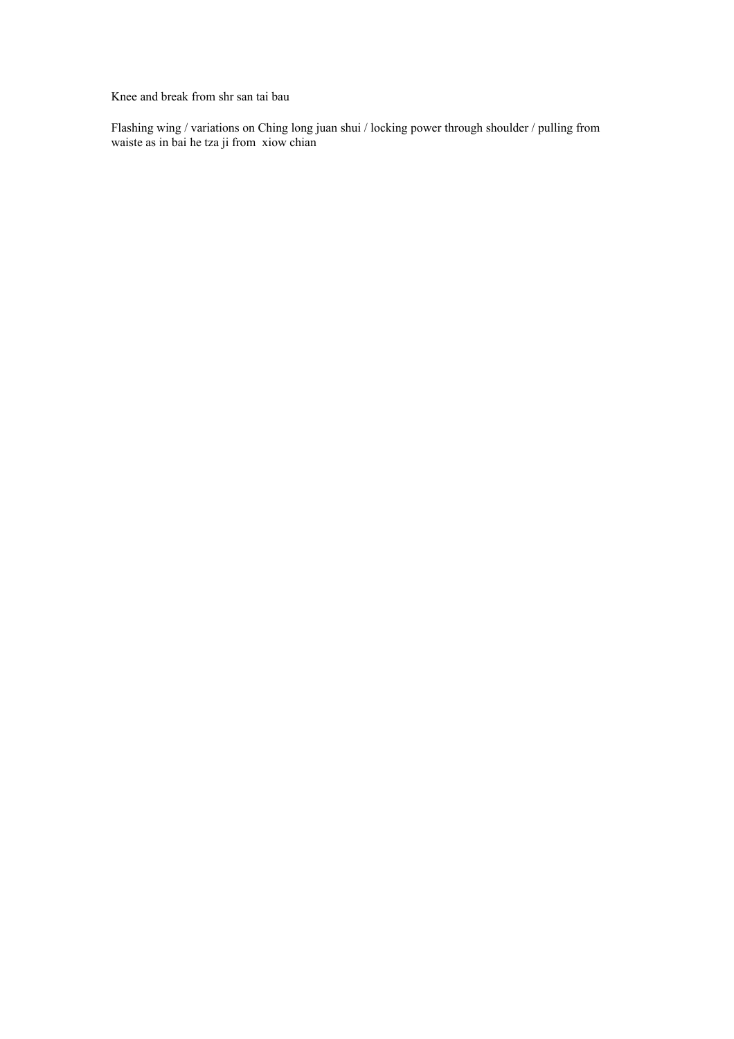Knee and break from shr san tai bau

Flashing wing / variations on Ching long juan shui / locking power through shoulder / pulling from waiste as in bai he tza ji from  xiow chian